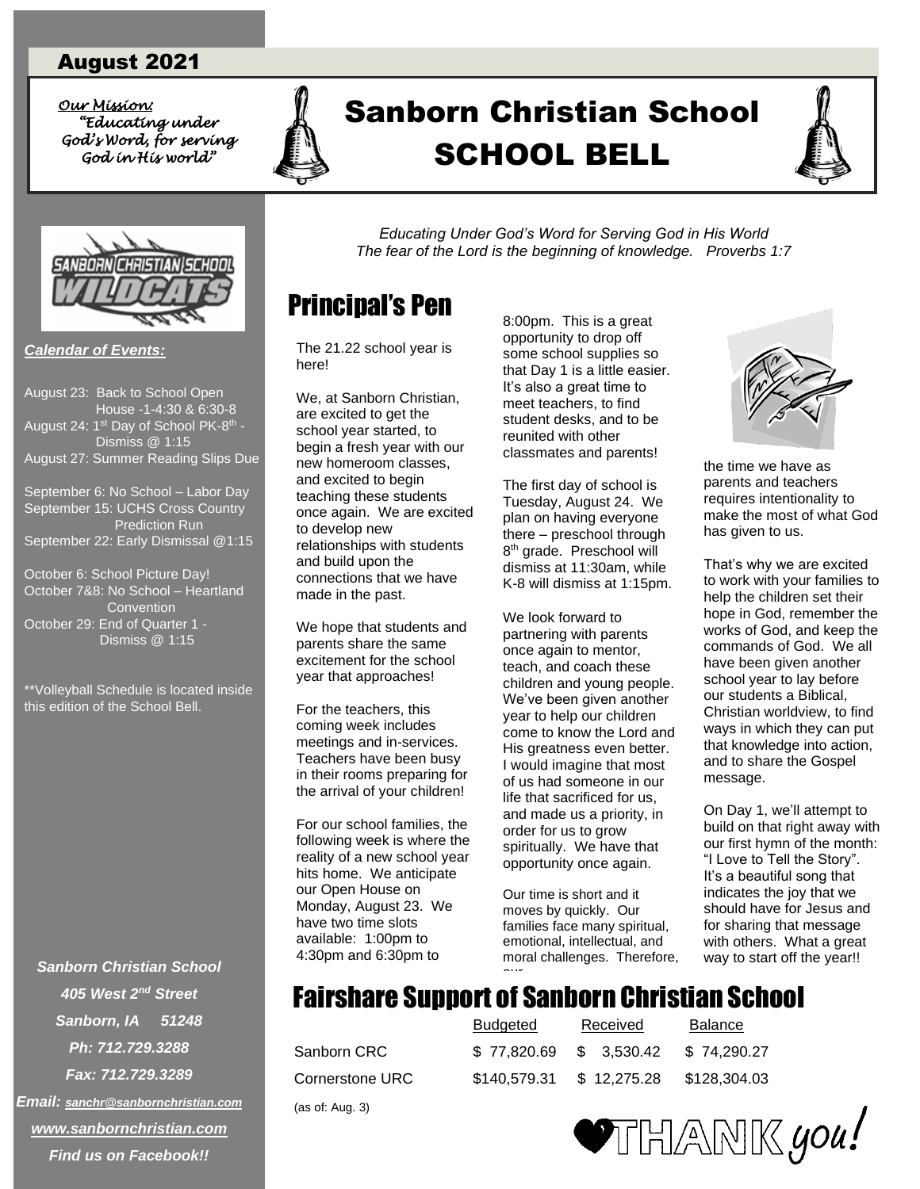August 2021

*Our Mission: "Educating under God's Word, for serving God in His world"*

# Sanborn Christian School
# SCHOOL BELL

*Educating Under God's Word for Serving God in His World*
*The fear of the Lord is the beginning of knowledge. Proverbs 1:7*

***Calendar of Events:***

August 23: Back to School Open House -1-4:30 & 6:30-8
August 24: 1st Day of School PK-8th - Dismiss @ 1:15
August 27: Summer Reading Slips Due

September 6: No School – Labor Day
September 15: UCHS Cross Country Prediction Run
September 22: Early Dismissal @1:15

October 6: School Picture Day!
October 7&8: No School – Heartland Convention
October 29: End of Quarter 1 - Dismiss @ 1:15

**Volleyball Schedule is located inside this edition of the School Bell.

***Sanborn Christian School***
***405 West 2nd Street***
***Sanborn, IA 51248***
***Ph: 712.729.3288***
***Fax: 712.729.3289***
***Email: sanchr@sanbornchristian.com***
***www.sanbornchristian.com***
***Find us on Facebook!!***

## Principal's Pen

The 21.22 school year is here!

We, at Sanborn Christian, are excited to get the school year started, to begin a fresh year with our new homeroom classes, and excited to begin teaching these students once again. We are excited to develop new relationships with students and build upon the connections that we have made in the past.

We hope that students and parents share the same excitement for the school year that approaches!

For the teachers, this coming week includes meetings and in-services. Teachers have been busy in their rooms preparing for the arrival of your children!

For our school families, the following week is where the reality of a new school year hits home. We anticipate our Open House on Monday, August 23. We have two time slots available: 1:00pm to 4:30pm and 6:30pm to 8:00pm. This is a great opportunity to drop off some school supplies so that Day 1 is a little easier. It's also a great time to meet teachers, to find student desks, and to be reunited with other classmates and parents!

The first day of school is Tuesday, August 24. We plan on having everyone there – preschool through 8th grade. Preschool will dismiss at 11:30am, while K-8 will dismiss at 1:15pm.

We look forward to partnering with parents once again to mentor, teach, and coach these children and young people. We've been given another year to help our children come to know the Lord and His greatness even better. I would imagine that most of us had someone in our life that sacrificed for us, and made us a priority, in order for us to grow spiritually. We have that opportunity once again.

Our time is short and it moves by quickly. Our families face many spiritual, emotional, intellectual, and moral challenges. Therefore, our the time we have as parents and teachers requires intentionality to make the most of what God has given to us.

That's why we are excited to work with your families to help the children set their hope in God, remember the works of God, and keep the commands of God. We all have been given another school year to lay before our students a Biblical, Christian worldview, to find ways in which they can put that knowledge into action, and to share the Gospel message.

On Day 1, we'll attempt to build on that right away with our first hymn of the month: "I Love to Tell the Story". It's a beautiful song that indicates the joy that we should have for Jesus and for sharing that message with others. What a great way to start off the year!!

## Fairshare Support of Sanborn Christian School

| | Budgeted | Received | Balance |
|---|---|---|---|
| Sanborn CRC | $ 77,820.69 | $ 3,530.42 | $ 74,290.27 |
| Cornerstone URC | $140,579.31 | $ 12,275.28 | $128,304.03 |

(as of: Aug. 3)

THANK you!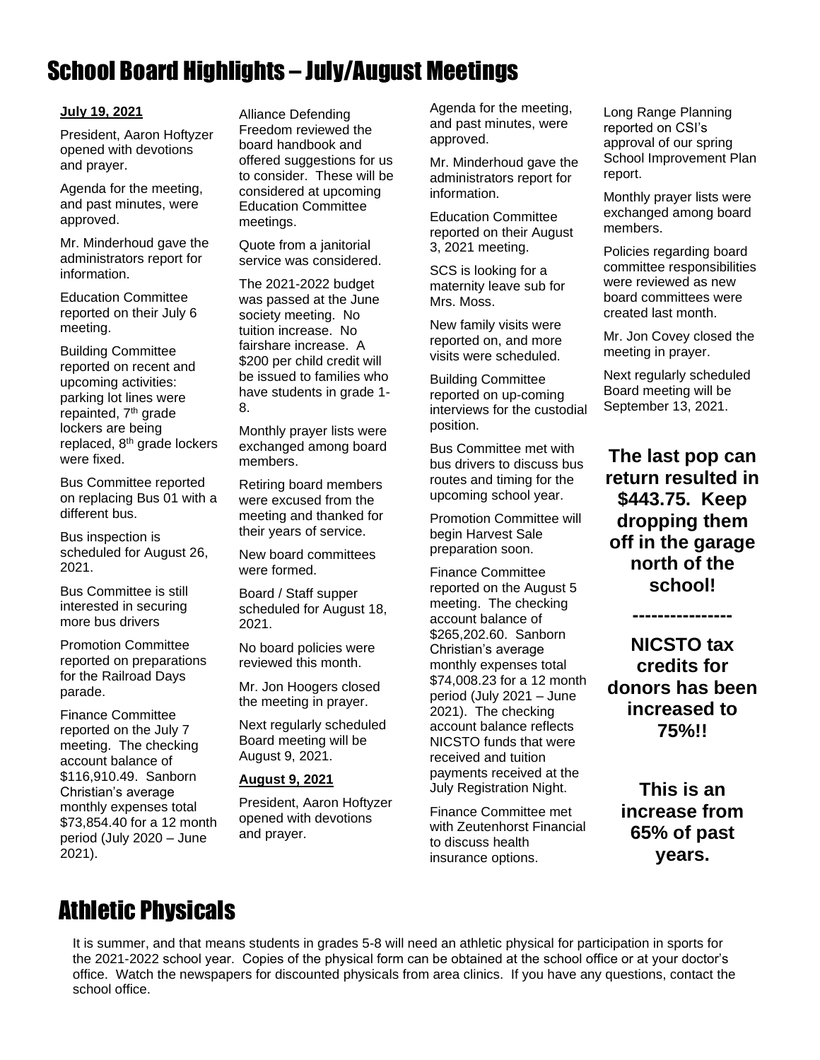# School Board Highlights – July/August Meetings

**July 19, 2021**

President, Aaron Hoftyzer opened with devotions and prayer.

Agenda for the meeting, and past minutes, were approved.

Mr. Minderhoud gave the administrators report for information.

Education Committee reported on their July 6 meeting.

Building Committee reported on recent and upcoming activities: parking lot lines were repainted, 7th grade lockers are being replaced, 8th grade lockers were fixed.

Bus Committee reported on replacing Bus 01 with a different bus.

Bus inspection is scheduled for August 26, 2021.

Bus Committee is still interested in securing more bus drivers

Promotion Committee reported on preparations for the Railroad Days parade.

Finance Committee reported on the July 7 meeting. The checking account balance of $116,910.49. Sanborn Christian's average monthly expenses total $73,854.40 for a 12 month period (July 2020 – June 2021).

Alliance Defending Freedom reviewed the board handbook and offered suggestions for us to consider. These will be considered at upcoming Education Committee meetings.

Quote from a janitorial service was considered.

The 2021-2022 budget was passed at the June society meeting. No tuition increase. No fairshare increase. A $200 per child credit will be issued to families who have students in grade 1-8.

Monthly prayer lists were exchanged among board members.

Retiring board members were excused from the meeting and thanked for their years of service.

New board committees were formed.

Board / Staff supper scheduled for August 18, 2021.

No board policies were reviewed this month.

Mr. Jon Hoogers closed the meeting in prayer.

Next regularly scheduled Board meeting will be August 9, 2021.

**August 9, 2021**

President, Aaron Hoftyzer opened with devotions and prayer.

Agenda for the meeting, and past minutes, were approved.

Mr. Minderhoud gave the administrators report for information.

Education Committee reported on their August 3, 2021 meeting.

SCS is looking for a maternity leave sub for Mrs. Moss.

New family visits were reported on, and more visits were scheduled.

Building Committee reported on up-coming interviews for the custodial position.

Bus Committee met with bus drivers to discuss bus routes and timing for the upcoming school year.

Promotion Committee will begin Harvest Sale preparation soon.

Finance Committee reported on the August 5 meeting. The checking account balance of $265,202.60. Sanborn Christian's average monthly expenses total $74,008.23 for a 12 month period (July 2021 – June 2021). The checking account balance reflects NICSTO funds that were received and tuition payments received at the July Registration Night.

Finance Committee met with Zeutenhorst Financial to discuss health insurance options.

Long Range Planning reported on CSI's approval of our spring School Improvement Plan report.

Monthly prayer lists were exchanged among board members.

Policies regarding board committee responsibilities were reviewed as new board committees were created last month.

Mr. Jon Covey closed the meeting in prayer.

Next regularly scheduled Board meeting will be September 13, 2021.

**The last pop can return resulted in $443.75. Keep dropping them off in the garage north of the school!**

**----------------**

**NICSTO tax credits for donors has been increased to 75%!!**

**This is an increase from 65% of past years.**

# Athletic Physicals

It is summer, and that means students in grades 5-8 will need an athletic physical for participation in sports for the 2021-2022 school year. Copies of the physical form can be obtained at the school office or at your doctor's office. Watch the newspapers for discounted physicals from area clinics. If you have any questions, contact the school office.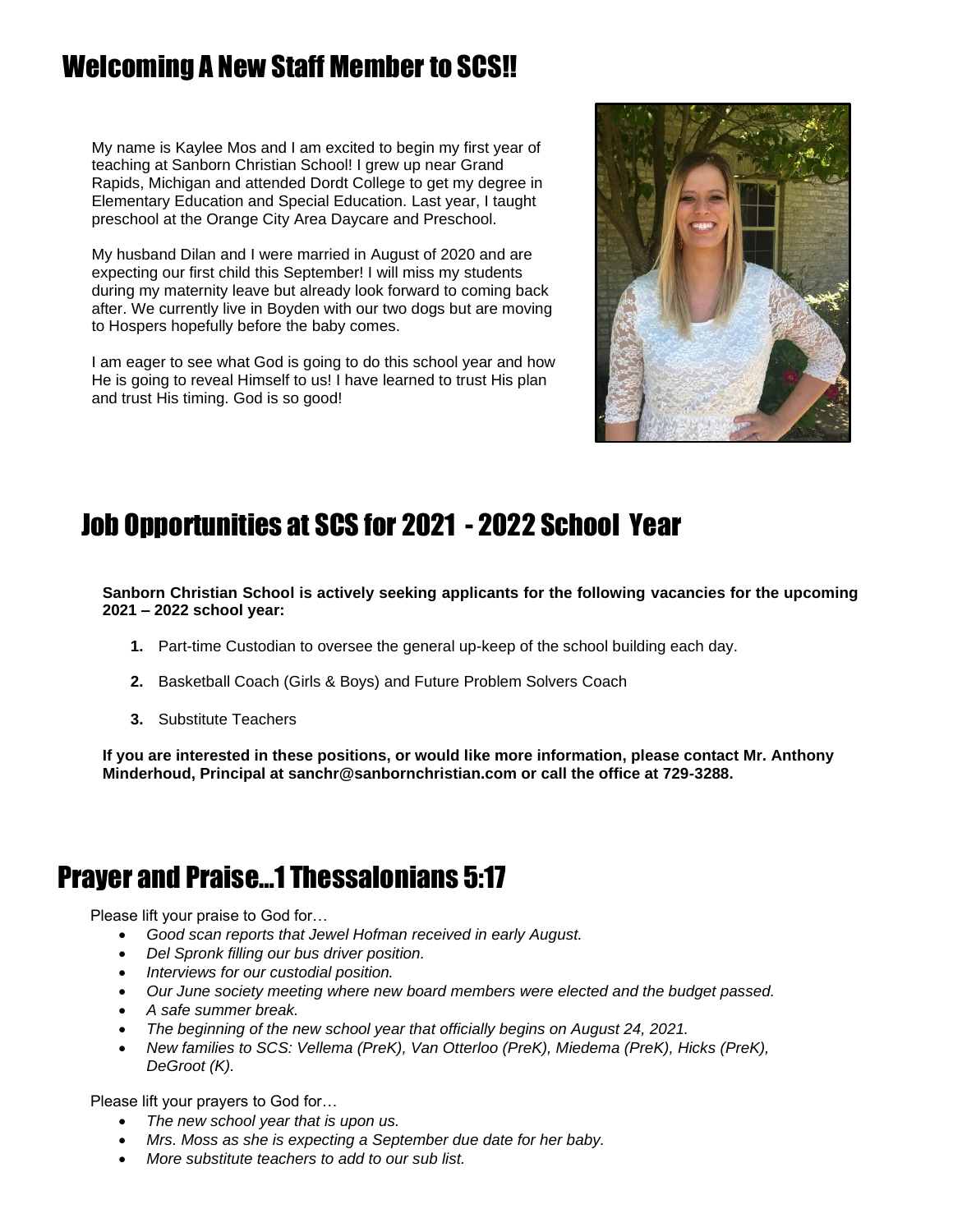## Welcoming A New Staff Member to SCS!!

My name is Kaylee Mos and I am excited to begin my first year of teaching at Sanborn Christian School! I grew up near Grand Rapids, Michigan and attended Dordt College to get my degree in Elementary Education and Special Education. Last year, I taught preschool at the Orange City Area Daycare and Preschool.

My husband Dilan and I were married in August of 2020 and are expecting our first child this September! I will miss my students during my maternity leave but already look forward to coming back after. We currently live in Boyden with our two dogs but are moving to Hospers hopefully before the baby comes.

I am eager to see what God is going to do this school year and how He is going to reveal Himself to us! I have learned to trust His plan and trust His timing. God is so good!

## Job Opportunities at SCS for 2021 - 2022 School Year

**Sanborn Christian School is actively seeking applicants for the following vacancies for the upcoming 2021 – 2022 school year:**

1. Part-time Custodian to oversee the general up-keep of the school building each day.
2. Basketball Coach (Girls & Boys) and Future Problem Solvers Coach
3. Substitute Teachers

**If you are interested in these positions, or would like more information, please contact Mr. Anthony Minderhoud, Principal at sanchr@sanbornchristian.com or call the office at 729-3288.**

## Prayer and Praise…1 Thessalonians 5:17

Please lift your praise to God for…

- *Good scan reports that Jewel Hofman received in early August.*
- *Del Spronk filling our bus driver position.*
- *Interviews for our custodial position.*
- *Our June society meeting where new board members were elected and the budget passed.*
- *A safe summer break.*
- *The beginning of the new school year that officially begins on August 24, 2021.*
- *New families to SCS: Vellema (PreK), Van Otterloo (PreK), Miedema (PreK), Hicks (PreK), DeGroot (K).*

Please lift your prayers to God for…

- *The new school year that is upon us.*
- *Mrs. Moss as she is expecting a September due date for her baby.*
- *More substitute teachers to add to our sub list.*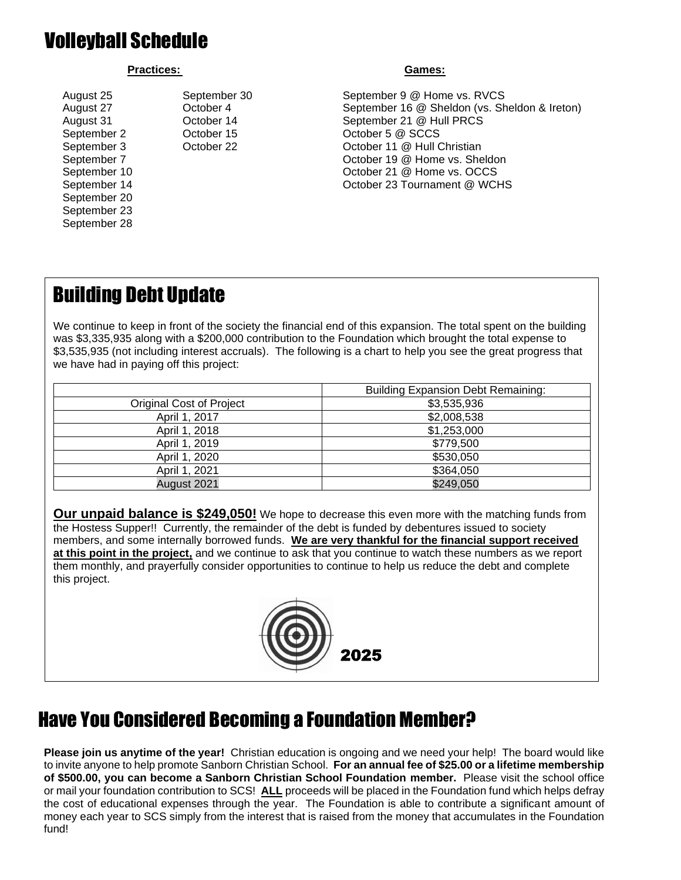# Volleyball Schedule

**Practices:**

- August 25
- August 27
- August 31
- September 2
- September 3
- September 7
- September 10
- September 14
- September 20
- September 23
- September 28
- September 30
- October 4
- October 14
- October 15
- October 22

**Games:**

- September 9 @ Home vs. RVCS
- September 16 @ Sheldon (vs. Sheldon & Ireton)
- September 21 @ Hull PRCS
- October 5 @ SCCS
- October 11 @ Hull Christian
- October 19 @ Home vs. Sheldon
- October 21 @ Home vs. OCCS
- October 23 Tournament @ WCHS

# Building Debt Update

We continue to keep in front of the society the financial end of this expansion. The total spent on the building was $3,335,935 along with a $200,000 contribution to the Foundation which brought the total expense to $3,535,935 (not including interest accruals). The following is a chart to help you see the great progress that we have had in paying off this project:

| | Building Expansion Debt Remaining: |
|---|---|
| Original Cost of Project | $3,535,936 |
| April 1, 2017 | $2,008,538 |
| April 1, 2018 | $1,253,000 |
| April 1, 2019 | $779,500 |
| April 1, 2020 | $530,050 |
| April 1, 2021 | $364,050 |
| August 2021 | $249,050 |

**Our unpaid balance is $249,050!** We hope to decrease this even more with the matching funds from the Hostess Supper!! Currently, the remainder of the debt is funded by debentures issued to society members, and some internally borrowed funds. **We are very thankful for the financial support received at this point in the project,** and we continue to ask that you continue to watch these numbers as we report them monthly, and prayerfully consider opportunities to continue to help us reduce the debt and complete this project.

2025

# Have You Considered Becoming a Foundation Member?

**Please join us anytime of the year!** Christian education is ongoing and we need your help! The board would like to invite anyone to help promote Sanborn Christian School. **For an annual fee of $25.00 or a lifetime membership of $500.00, you can become a Sanborn Christian School Foundation member.** Please visit the school office or mail your foundation contribution to SCS! **ALL** proceeds will be placed in the Foundation fund which helps defray the cost of educational expenses through the year. The Foundation is able to contribute a significant amount of money each year to SCS simply from the interest that is raised from the money that accumulates in the Foundation fund!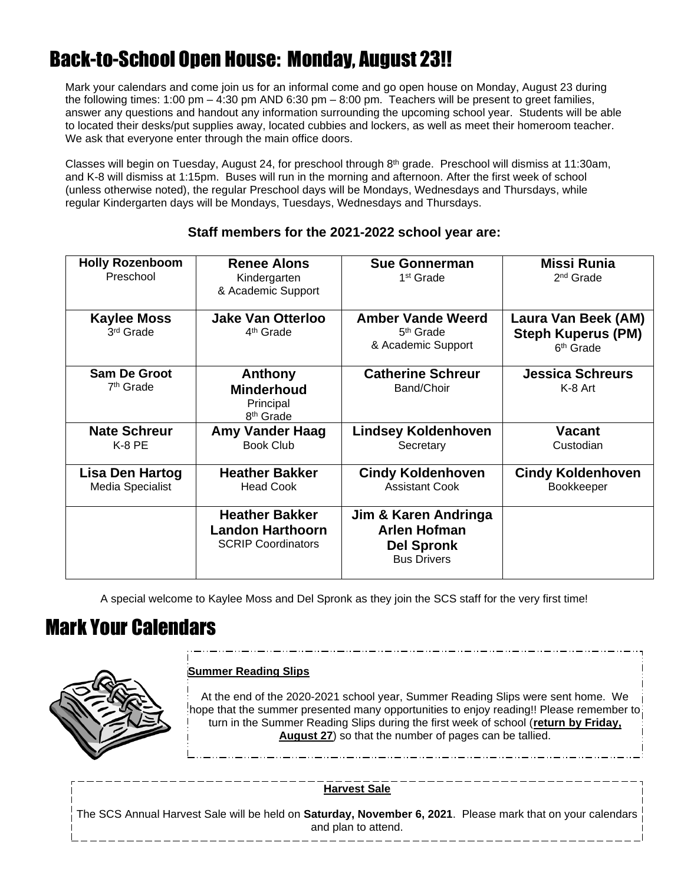# Back-to-School Open House: Monday, August 23!!

Mark your calendars and come join us for an informal come and go open house on Monday, August 23 during the following times: 1:00 pm – 4:30 pm AND 6:30 pm – 8:00 pm. Teachers will be present to greet families, answer any questions and handout any information surrounding the upcoming school year. Students will be able to located their desks/put supplies away, located cubbies and lockers, as well as meet their homeroom teacher. We ask that everyone enter through the main office doors.

Classes will begin on Tuesday, August 24, for preschool through 8th grade. Preschool will dismiss at 11:30am, and K-8 will dismiss at 1:15pm. Buses will run in the morning and afternoon. After the first week of school (unless otherwise noted), the regular Preschool days will be Mondays, Wednesdays and Thursdays, while regular Kindergarten days will be Mondays, Tuesdays, Wednesdays and Thursdays.

**Staff members for the 2021-2022 school year are:**

| | | | |
|---|---|---|---|
| **Holly Rozenboom**<br>Preschool | **Renee Alons**<br>Kindergarten<br>& Academic Support | **Sue Gonnerman**<br>1st Grade | **Missi Runia**<br>2nd Grade |
| **Kaylee Moss**<br>3rd Grade | **Jake Van Otterloo**<br>4th Grade | **Amber Vande Weerd**<br>5th Grade<br>& Academic Support | **Laura Van Beek (AM)**<br>**Steph Kuperus (PM)**<br>6th Grade |
| **Sam De Groot**<br>7th Grade | **Anthony Minderhoud**<br>Principal<br>8th Grade | **Catherine Schreur**<br>Band/Choir | **Jessica Schreurs**<br>K-8 Art |
| **Nate Schreur**<br>K-8 PE | **Amy Vander Haag**<br>Book Club | **Lindsey Koldenhoven**<br>Secretary | **Vacant**<br>Custodian |
| **Lisa Den Hartog**<br>Media Specialist | **Heather Bakker**<br>Head Cook | **Cindy Koldenhoven**<br>Assistant Cook | **Cindy Koldenhoven**<br>Bookkeeper |
| | **Heather Bakker**<br>**Landon Harthoorn**<br>SCRIP Coordinators | **Jim & Karen Andringa**<br>**Arlen Hofman**<br>**Del Spronk**<br>Bus Drivers | |

A special welcome to Kaylee Moss and Del Spronk as they join the SCS staff for the very first time!

# Mark Your Calendars

**Summer Reading Slips**

At the end of the 2020-2021 school year, Summer Reading Slips were sent home. We hope that the summer presented many opportunities to enjoy reading!! Please remember to turn in the Summer Reading Slips during the first week of school (**return by Friday, August 27**) so that the number of pages can be tallied.

**Harvest Sale**

The SCS Annual Harvest Sale will be held on **Saturday, November 6, 2021**. Please mark that on your calendars and plan to attend.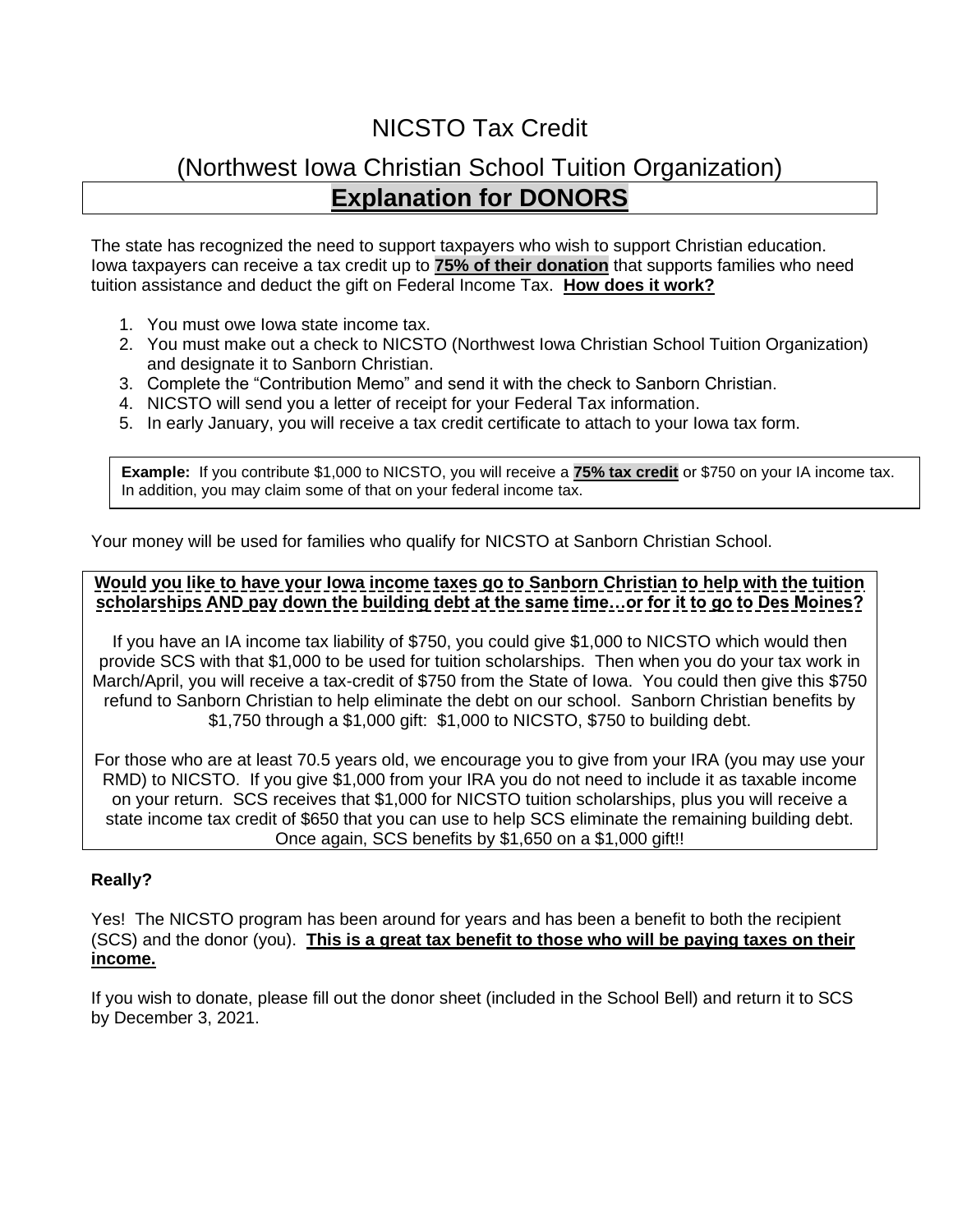# NICSTO Tax Credit

## (Northwest Iowa Christian School Tuition Organization)

## **Explanation for DONORS**

The state has recognized the need to support taxpayers who wish to support Christian education. Iowa taxpayers can receive a tax credit up to **75% of their donation** that supports families who need tuition assistance and deduct the gift on Federal Income Tax. **How does it work?**

1. You must owe Iowa state income tax.
2. You must make out a check to NICSTO (Northwest Iowa Christian School Tuition Organization) and designate it to Sanborn Christian.
3. Complete the "Contribution Memo" and send it with the check to Sanborn Christian.
4. NICSTO will send you a letter of receipt for your Federal Tax information.
5. In early January, you will receive a tax credit certificate to attach to your Iowa tax form.

**Example:** If you contribute $1,000 to NICSTO, you will receive a **75% tax credit** or $750 on your IA income tax. In addition, you may claim some of that on your federal income tax.

Your money will be used for families who qualify for NICSTO at Sanborn Christian School.

**Would you like to have your Iowa income taxes go to Sanborn Christian to help with the tuition scholarships AND pay down the building debt at the same time…or for it to go to Des Moines?**

If you have an IA income tax liability of $750, you could give $1,000 to NICSTO which would then provide SCS with that $1,000 to be used for tuition scholarships. Then when you do your tax work in March/April, you will receive a tax-credit of $750 from the State of Iowa. You could then give this $750 refund to Sanborn Christian to help eliminate the debt on our school. Sanborn Christian benefits by $1,750 through a $1,000 gift: $1,000 to NICSTO, $750 to building debt.

For those who are at least 70.5 years old, we encourage you to give from your IRA (you may use your RMD) to NICSTO. If you give $1,000 from your IRA you do not need to include it as taxable income on your return. SCS receives that $1,000 for NICSTO tuition scholarships, plus you will receive a state income tax credit of $650 that you can use to help SCS eliminate the remaining building debt. Once again, SCS benefits by $1,650 on a $1,000 gift!!

**Really?**

Yes! The NICSTO program has been around for years and has been a benefit to both the recipient (SCS) and the donor (you). **This is a great tax benefit to those who will be paying taxes on their income.**

If you wish to donate, please fill out the donor sheet (included in the School Bell) and return it to SCS by December 3, 2021.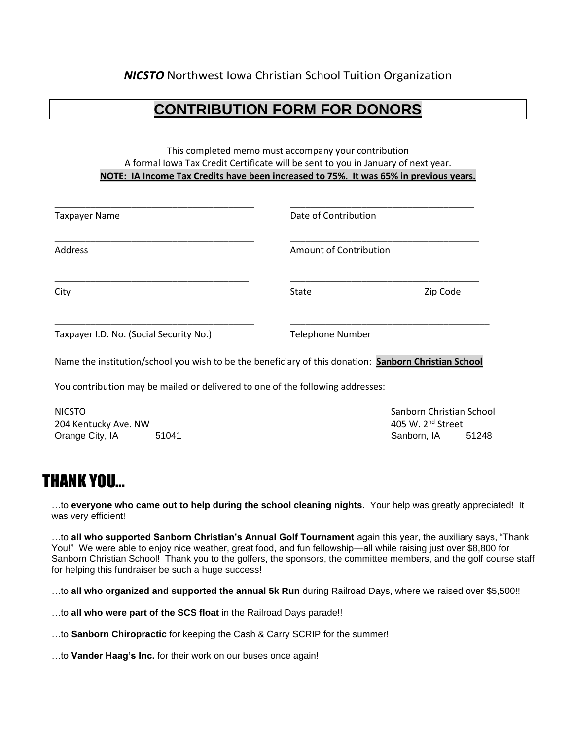***NICSTO*** Northwest Iowa Christian School Tuition Organization

# CONTRIBUTION FORM FOR DONORS

This completed memo must accompany your contribution
A formal Iowa Tax Credit Certificate will be sent to you in January of next year.
**NOTE: IA Income Tax Credits have been increased to 75%. It was 65% in previous years.**

| | |
|---|---|
| ________________________________________ | ________________________________________ |
| Taxpayer Name | Date of Contribution |
| ________________________________________ | ________________________________________ |
| Address | Amount of Contribution |
| ________________________________________ | ________________________________________ |
| City | State&nbsp;&nbsp;&nbsp;&nbsp;&nbsp;&nbsp;&nbsp;&nbsp;Zip Code |
| ________________________________________ | ________________________________________ |
| Taxpayer I.D. No. (Social Security No.) | Telephone Number |

Name the institution/school you wish to be the beneficiary of this donation: **Sanborn Christian School**

You contribution may be mailed or delivered to one of the following addresses:

NICSTO
204 Kentucky Ave. NW
Orange City, IA 51041

Sanborn Christian School
405 W. 2nd Street
Sanborn, IA 51248

# THANK YOU…

…to **everyone who came out to help during the school cleaning nights**. Your help was greatly appreciated! It was very efficient!

…to **all who supported Sanborn Christian's Annual Golf Tournament** again this year, the auxiliary says, "Thank You!" We were able to enjoy nice weather, great food, and fun fellowship—all while raising just over $8,800 for Sanborn Christian School! Thank you to the golfers, the sponsors, the committee members, and the golf course staff for helping this fundraiser be such a huge success!

…to **all who organized and supported the annual 5k Run** during Railroad Days, where we raised over $5,500!!

…to **all who were part of the SCS float** in the Railroad Days parade!!

…to **Sanborn Chiropractic** for keeping the Cash & Carry SCRIP for the summer!

…to **Vander Haag's Inc.** for their work on our buses once again!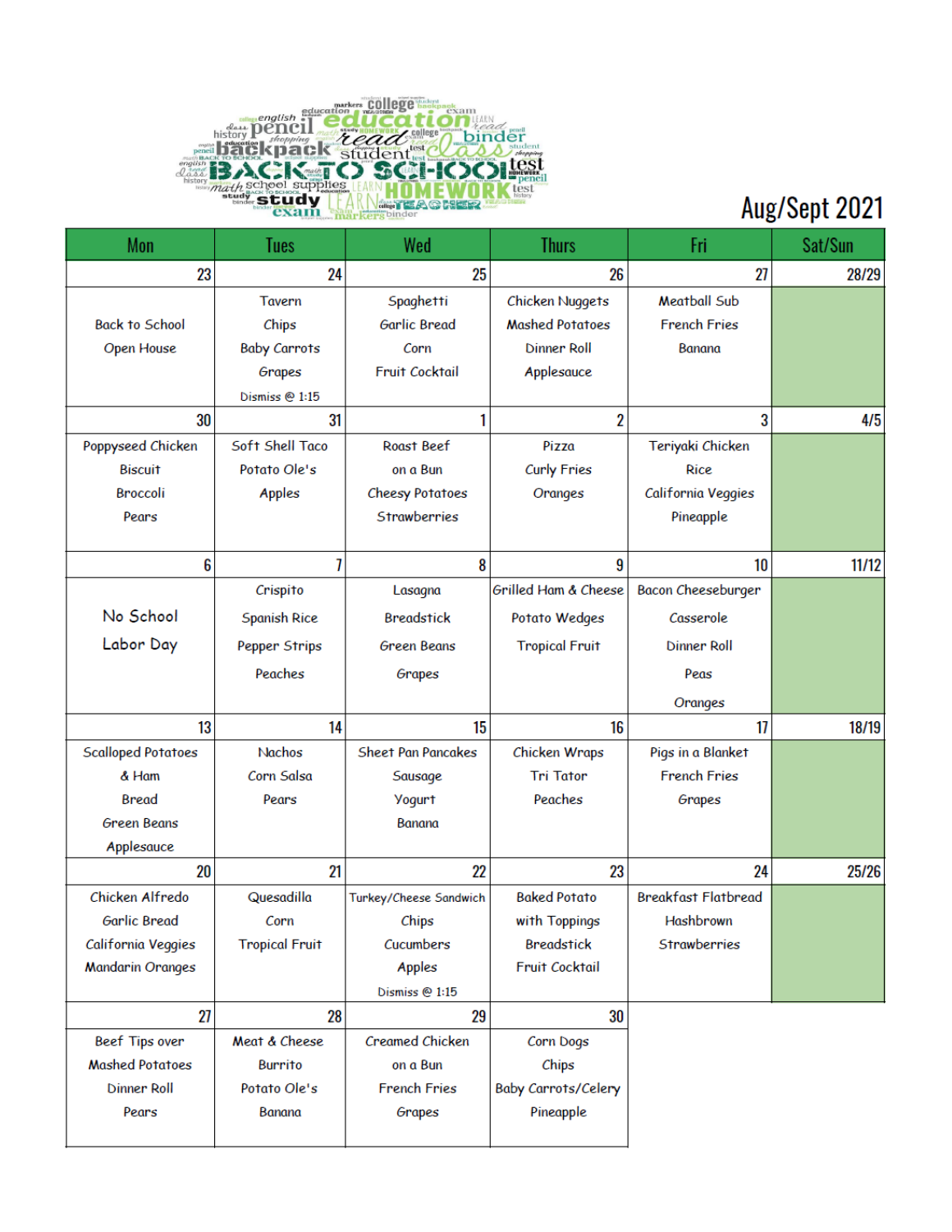# Aug/Sept 2021

| Mon | Tues | Wed | Thurs | Fri | Sat/Sun |
|---|---|---|---|---|---|
| 23 | 24 | 25 | 26 | 27 | 28/29 |
| Back to School<br>Open House | Tavern<br>Chips<br>Baby Carrots<br>Grapes<br>Dismiss @ 1:15 | Spaghetti<br>Garlic Bread<br>Corn<br>Fruit Cocktail | Chicken Nuggets<br>Mashed Potatoes<br>Dinner Roll<br>Applesauce | Meatball Sub<br>French Fries<br>Banana | |
| 30 | 31 | 1 | 2 | 3 | 4/5 |
| Poppyseed Chicken<br>Biscuit<br>Broccoli<br>Pears | Soft Shell Taco<br>Potato Ole's<br>Apples | Roast Beef<br>on a Bun<br>Cheesy Potatoes<br>Strawberries | Pizza<br>Curly Fries<br>Oranges | Teriyaki Chicken<br>Rice<br>California Veggies<br>Pineapple | |
| 6 | 7 | 8 | 9 | 10 | 11/12 |
| No School<br>Labor Day | Crispito<br>Spanish Rice<br>Pepper Strips<br>Peaches | Lasagna<br>Breadstick<br>Green Beans<br>Grapes | Grilled Ham & Cheese<br>Potato Wedges<br>Tropical Fruit | Bacon Cheeseburger<br>Casserole<br>Dinner Roll<br>Peas<br>Oranges | |
| 13 | 14 | 15 | 16 | 17 | 18/19 |
| Scalloped Potatoes<br>& Ham<br>Bread<br>Green Beans<br>Applesauce | Nachos<br>Corn Salsa<br>Pears | Sheet Pan Pancakes<br>Sausage<br>Yogurt<br>Banana | Chicken Wraps<br>Tri Tator<br>Peaches | Pigs in a Blanket<br>French Fries<br>Grapes | |
| 20 | 21 | 22 | 23 | 24 | 25/26 |
| Chicken Alfredo<br>Garlic Bread<br>California Veggies<br>Mandarin Oranges | Quesadilla<br>Corn<br>Tropical Fruit | Turkey/Cheese Sandwich<br>Chips<br>Cucumbers<br>Apples<br>Dismiss @ 1:15 | Baked Potato<br>with Toppings<br>Breadstick<br>Fruit Cocktail | Breakfast Flatbread<br>Hashbrown<br>Strawberries | |
| 27 | 28 | 29 | 30 | | |
| Beef Tips over<br>Mashed Potatoes<br>Dinner Roll<br>Pears | Meat & Cheese<br>Burrito<br>Potato Ole's<br>Banana | Creamed Chicken<br>on a Bun<br>French Fries<br>Grapes | Corn Dogs<br>Chips<br>Baby Carrots/Celery<br>Pineapple | | |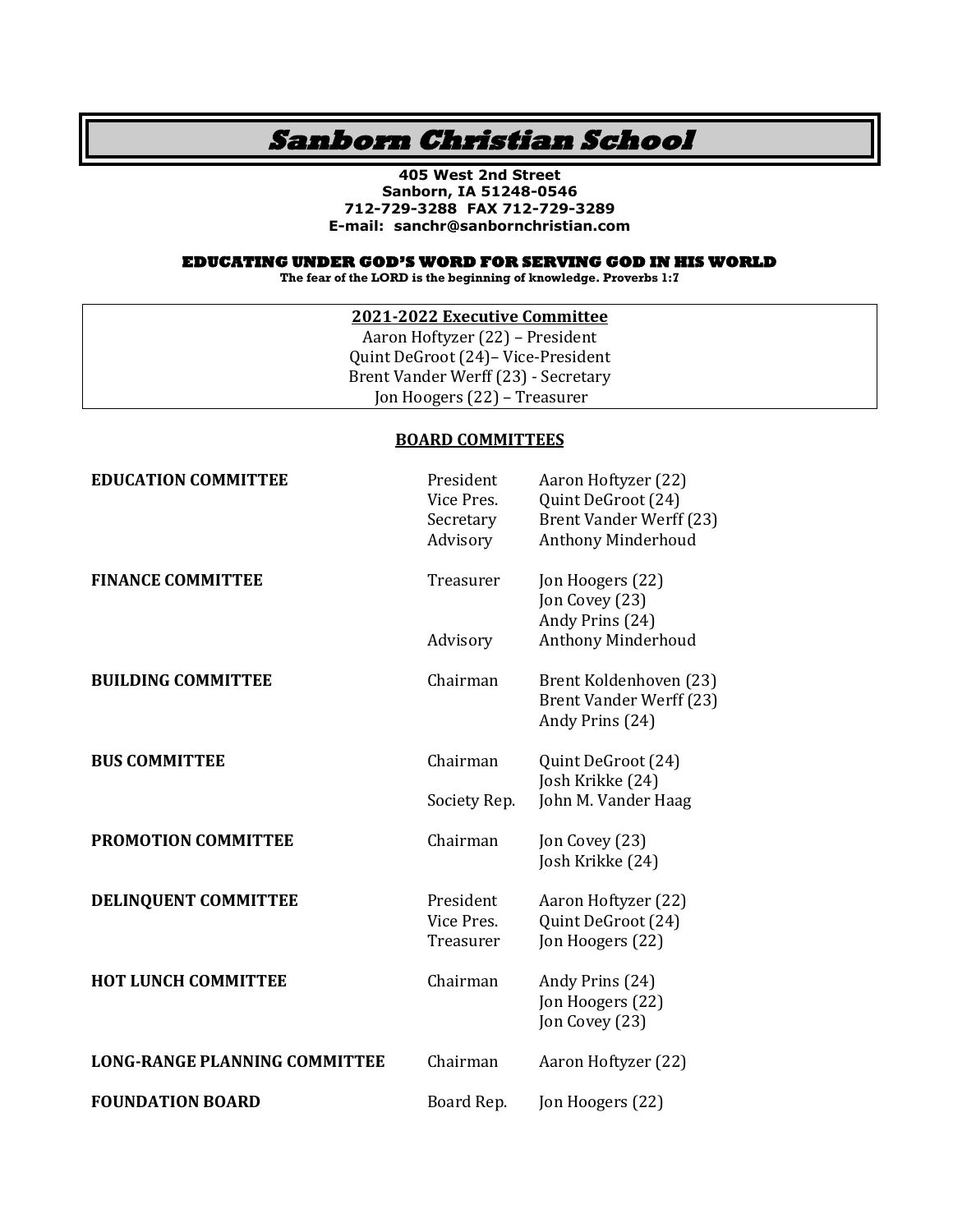# Sanborn Christian School

**405 West 2nd Street**
**Sanborn, IA 51248-0546**
**712-729-3288 FAX 712-729-3289**
**E-mail: sanchr@sanbornchristian.com**

**EDUCATING UNDER GOD'S WORD FOR SERVING GOD IN HIS WORLD**
**The fear of the LORD is the beginning of knowledge. Proverbs 1:7**

**2021-2022 Executive Committee**
Aaron Hoftyzer (22) – President
Quint DeGroot (24)– Vice-President
Brent Vander Werff (23) - Secretary
Jon Hoogers (22) – Treasurer

## BOARD COMMITTEES

| Committee | Role | Member |
|---|---|---|
| **EDUCATION COMMITTEE** | President | Aaron Hoftyzer (22) |
| | Vice Pres. | Quint DeGroot (24) |
| | Secretary | Brent Vander Werff (23) |
| | Advisory | Anthony Minderhoud |
| **FINANCE COMMITTEE** | Treasurer | Jon Hoogers (22) |
| | | Jon Covey (23) |
| | | Andy Prins (24) |
| | Advisory | Anthony Minderhoud |
| **BUILDING COMMITTEE** | Chairman | Brent Koldenhoven (23) |
| | | Brent Vander Werff (23) |
| | | Andy Prins (24) |
| **BUS COMMITTEE** | Chairman | Quint DeGroot (24) |
| | | Josh Krikke (24) |
| | Society Rep. | John M. Vander Haag |
| **PROMOTION COMMITTEE** | Chairman | Jon Covey (23) |
| | | Josh Krikke (24) |
| **DELINQUENT COMMITTEE** | President | Aaron Hoftyzer (22) |
| | Vice Pres. | Quint DeGroot (24) |
| | Treasurer | Jon Hoogers (22) |
| **HOT LUNCH COMMITTEE** | Chairman | Andy Prins (24) |
| | | Jon Hoogers (22) |
| | | Jon Covey (23) |
| **LONG-RANGE PLANNING COMMITTEE** | Chairman | Aaron Hoftyzer (22) |
| **FOUNDATION BOARD** | Board Rep. | Jon Hoogers (22) |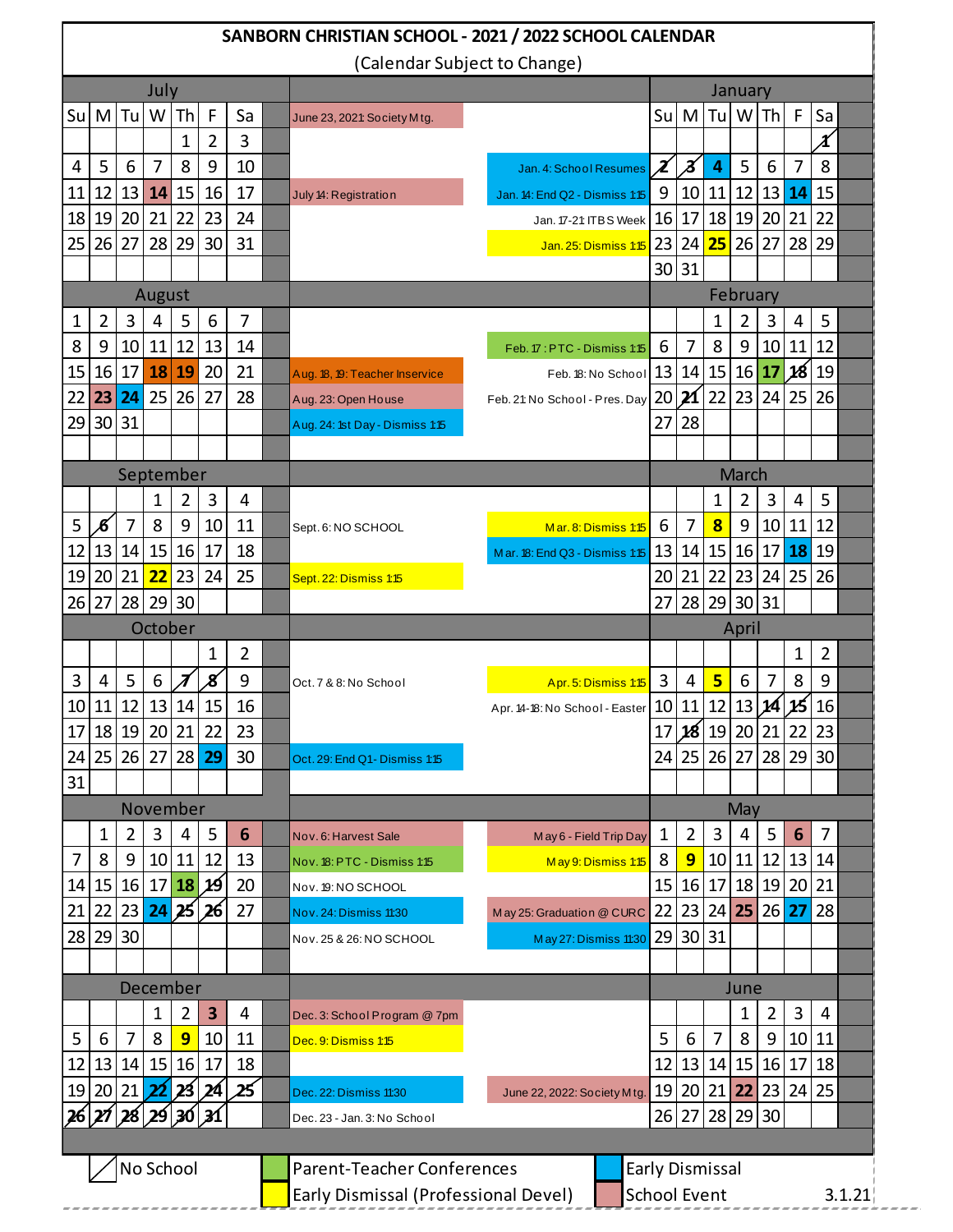# SANBORN CHRISTIAN SCHOOL - 2021 / 2022 SCHOOL CALENDAR

(Calendar Subject to Change)

## July

| Su | M | Tu | W | Th | F | Sa |
|---|---|---|---|---|---|---|
| | | | | 1 | 2 | 3 |
| 4 | 5 | 6 | 7 | 8 | 9 | 10 |
| 11 | 12 | 13 | 14 | 15 | 16 | 17 |
| 18 | 19 | 20 | 21 | 22 | 23 | 24 |
| 25 | 26 | 27 | 28 | 29 | 30 | 31 |

- June 23, 2021: Society Mtg.
- July 14: Registration

## August

| Su | M | Tu | W | Th | F | Sa |
|---|---|---|---|---|---|---|
| 1 | 2 | 3 | 4 | 5 | 6 | 7 |
| 8 | 9 | 10 | 11 | 12 | 13 | 14 |
| 15 | 16 | 17 | 18 | 19 | 20 | 21 |
| 22 | 23 | 24 | 25 | 26 | 27 | 28 |
| 29 | 30 | 31 | | | | |

- Aug. 18, 19: Teacher Inservice
- Aug. 23: Open House
- Aug. 24: 1st Day - Dismiss 1:15

## September

| Su | M | Tu | W | Th | F | Sa |
|---|---|---|---|---|---|---|
| | | | 1 | 2 | 3 | 4 |
| 5 | 6 | 7 | 8 | 9 | 10 | 11 |
| 12 | 13 | 14 | 15 | 16 | 17 | 18 |
| 19 | 20 | 21 | 22 | 23 | 24 | 25 |
| 26 | 27 | 28 | 29 | 30 | | |

- Sept. 6: NO SCHOOL
- Sept. 22: Dismiss 1:15

## October

| Su | M | Tu | W | Th | F | Sa |
|---|---|---|---|---|---|---|
| | | | | | 1 | 2 |
| 3 | 4 | 5 | 6 | 7 | 8 | 9 |
| 10 | 11 | 12 | 13 | 14 | 15 | 16 |
| 17 | 18 | 19 | 20 | 21 | 22 | 23 |
| 24 | 25 | 26 | 27 | 28 | 29 | 30 |
| 31 | | | | | | |

- Oct. 7 & 8: No School
- Oct. 29: End Q1 - Dismiss 1:15

## November

| Su | M | Tu | W | Th | F | Sa |
|---|---|---|---|---|---|---|
| | 1 | 2 | 3 | 4 | 5 | 6 |
| 7 | 8 | 9 | 10 | 11 | 12 | 13 |
| 14 | 15 | 16 | 17 | 18 | 19 | 20 |
| 21 | 22 | 23 | 24 | 25 | 26 | 27 |
| 28 | 29 | 30 | | | | |

- Nov. 6: Harvest Sale
- Nov. 18: PTC - Dismiss 1:15
- Nov. 19: NO SCHOOL
- Nov. 24: Dismiss 11:30
- Nov. 25 & 26: NO SCHOOL

## December

| Su | M | Tu | W | Th | F | Sa |
|---|---|---|---|---|---|---|
| | | | 1 | 2 | 3 | 4 |
| 5 | 6 | 7 | 8 | 9 | 10 | 11 |
| 12 | 13 | 14 | 15 | 16 | 17 | 18 |
| 19 | 20 | 21 | 22 | 23 | 24 | 25 |
| 26 | 27 | 28 | 29 | 30 | 31 | |

- Dec. 3: School Program @ 7pm
- Dec. 9: Dismiss 1:15
- Dec. 22: Dismiss 11:30
- Dec. 23 - Jan. 3: No School

## January

| Su | M | Tu | W | Th | F | Sa |
|---|---|---|---|---|---|---|
| | | | | | | 1 |
| 2 | 3 | 4 | 5 | 6 | 7 | 8 |
| 9 | 10 | 11 | 12 | 13 | 14 | 15 |
| 16 | 17 | 18 | 19 | 20 | 21 | 22 |
| 23 | 24 | 25 | 26 | 27 | 28 | 29 |
| 30 | 31 | | | | | |

- Jan. 4: School Resumes
- Jan. 14: End Q2 - Dismiss 1:15
- Jan. 17-21: ITBS Week
- Jan. 25: Dismiss 1:15

## February

| Su | M | Tu | W | Th | F | Sa |
|---|---|---|---|---|---|---|
| | | 1 | 2 | 3 | 4 | 5 |
| 6 | 7 | 8 | 9 | 10 | 11 | 12 |
| 13 | 14 | 15 | 16 | 17 | 18 | 19 |
| 20 | 21 | 22 | 23 | 24 | 25 | 26 |
| 27 | 28 | | | | | |

- Feb. 17: PTC - Dismiss 1:15
- Feb. 18: No School
- Feb. 21: No School - Pres. Day

## March

| Su | M | Tu | W | Th | F | Sa |
|---|---|---|---|---|---|---|
| | | 1 | 2 | 3 | 4 | 5 |
| 6 | 7 | 8 | 9 | 10 | 11 | 12 |
| 13 | 14 | 15 | 16 | 17 | 18 | 19 |
| 20 | 21 | 22 | 23 | 24 | 25 | 26 |
| 27 | 28 | 29 | 30 | 31 | | |

- Mar. 8: Dismiss 1:15
- Mar. 18: End Q3 - Dismiss 1:15

## April

| Su | M | Tu | W | Th | F | Sa |
|---|---|---|---|---|---|---|
| | | | | | 1 | 2 |
| 3 | 4 | 5 | 6 | 7 | 8 | 9 |
| 10 | 11 | 12 | 13 | 14 | 15 | 16 |
| 17 | 18 | 19 | 20 | 21 | 22 | 23 |
| 24 | 25 | 26 | 27 | 28 | 29 | 30 |

- Apr. 5: Dismiss 1:15
- Apr. 14-18: No School - Easter

## May

| Su | M | Tu | W | Th | F | Sa |
|---|---|---|---|---|---|---|
| 1 | 2 | 3 | 4 | 5 | 6 | 7 |
| 8 | 9 | 10 | 11 | 12 | 13 | 14 |
| 15 | 16 | 17 | 18 | 19 | 20 | 21 |
| 22 | 23 | 24 | 25 | 26 | 27 | 28 |
| 29 | 30 | 31 | | | | |

- May 6 - Field Trip Day
- May 9: Dismiss 1:15
- May 25: Graduation @ CURC
- May 27: Dismiss 11:30

## June

| Su | M | Tu | W | Th | F | Sa |
|---|---|---|---|---|---|---|
| | | | 1 | 2 | 3 | 4 |
| 5 | 6 | 7 | 8 | 9 | 10 | 11 |
| 12 | 13 | 14 | 15 | 16 | 17 | 18 |
| 19 | 20 | 21 | 22 | 23 | 24 | 25 |
| 26 | 27 | 28 | 29 | 30 | | |

- June 22, 2022: Society Mtg.

**Legend:**

- No School (slashed date)
- Parent-Teacher Conferences (green)
- Early Dismissal (blue)
- Early Dismissal (Professional Devel) (yellow)
- School Event (pink)

3.1.21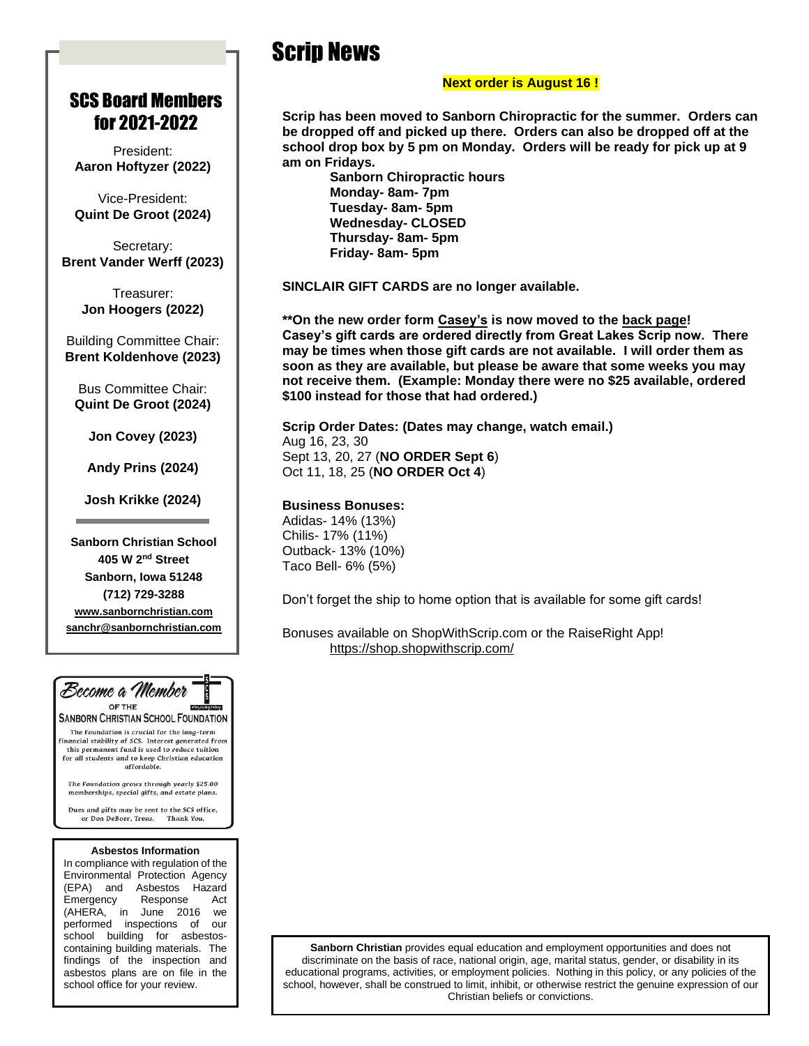## SCS Board Members for 2021-2022

President:
**Aaron Hoftyzer (2022)**

Vice-President:
**Quint De Groot (2024)**

Secretary:
**Brent Vander Werff (2023)**

Treasurer:
**Jon Hoogers (2022)**

Building Committee Chair:
**Brent Koldenhove (2023)**

Bus Committee Chair:
**Quint De Groot (2024)**

**Jon Covey (2023)**

**Andy Prins (2024)**

**Josh Krikke (2024)**

**Sanborn Christian School**
**405 W 2nd Street**
**Sanborn, Iowa 51248**
**(712) 729-3288**
**www.sanbornchristian.com**
**sanchr@sanbornchristian.com**

*Become a Member*
OF THE
SANBORN CHRISTIAN SCHOOL FOUNDATION

The Foundation is crucial for the long-term financial stability of SCS. Interest generated from this permanent fund is used to reduce tuition for all students and to keep Christian education affordable.

The Foundation grows through yearly $25.00 memberships, special gifts, and estate plans.

Dues and gifts may be sent to the SCS office, or Don DeBoer, Treas. Thank You.

**Asbestos Information**
In compliance with regulation of the Environmental Protection Agency (EPA) and Asbestos Hazard Emergency Response Act (AHERA, in June 2016 we performed inspections of our school building for asbestos-containing building materials. The findings of the inspection and asbestos plans are on file in the school office for your review.

# Scrip News

**Next order is August 16 !**

**Scrip has been moved to Sanborn Chiropractic for the summer. Orders can be dropped off and picked up there. Orders can also be dropped off at the school drop box by 5 pm on Monday. Orders will be ready for pick up at 9 am on Fridays.**

**Sanborn Chiropractic hours**
**Monday- 8am- 7pm**
**Tuesday- 8am- 5pm**
**Wednesday- CLOSED**
**Thursday- 8am- 5pm**
**Friday- 8am- 5pm**

**SINCLAIR GIFT CARDS are no longer available.**

**\*\*On the new order form Casey's is now moved to the back page! Casey's gift cards are ordered directly from Great Lakes Scrip now. There may be times when those gift cards are not available. I will order them as soon as they are available, but please be aware that some weeks you may not receive them. (Example: Monday there were no $25 available, ordered $100 instead for those that had ordered.)**

**Scrip Order Dates: (Dates may change, watch email.)**
Aug 16, 23, 30
Sept 13, 20, 27 (**NO ORDER Sept 6**)
Oct 11, 18, 25 (**NO ORDER Oct 4**)

**Business Bonuses:**
Adidas- 14% (13%)
Chilis- 17% (11%)
Outback- 13% (10%)
Taco Bell- 6% (5%)

Don't forget the ship to home option that is available for some gift cards!

Bonuses available on ShopWithScrip.com or the RaiseRight App!
https://shop.shopwithscrip.com/

**Sanborn Christian** provides equal education and employment opportunities and does not discriminate on the basis of race, national origin, age, marital status, gender, or disability in its educational programs, activities, or employment policies. Nothing in this policy, or any policies of the school, however, shall be construed to limit, inhibit, or otherwise restrict the genuine expression of our Christian beliefs or convictions.